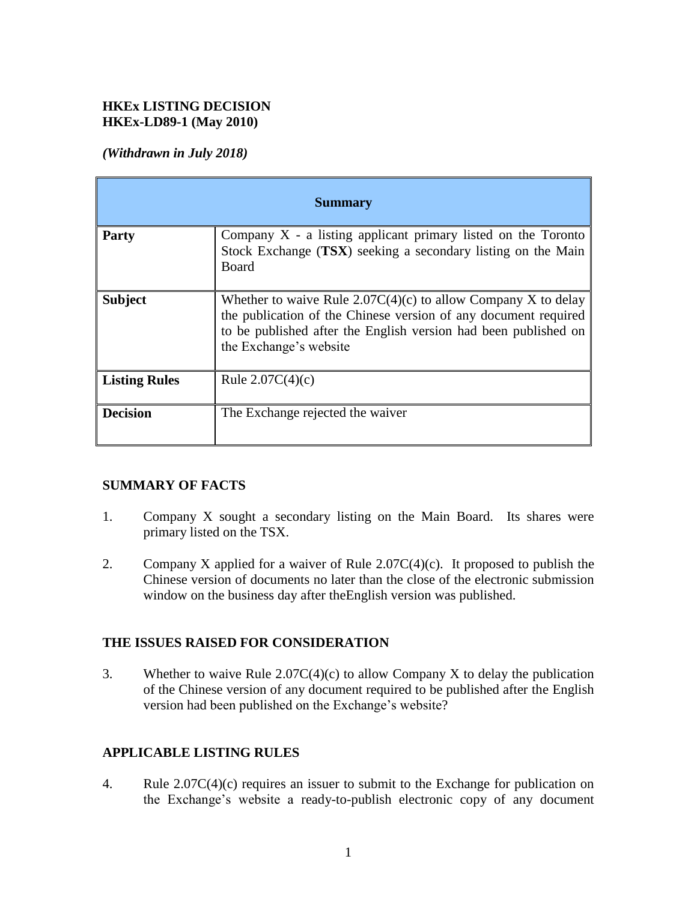**HKEx LISTING DECISION**
**HKEx-LD89-1 (May 2010)**

*(Withdrawn in July 2018)*

| **Summary** | |
|---|---|
| **Party** | Company X - a listing applicant primary listed on the Toronto Stock Exchange (**TSX**) seeking a secondary listing on the Main Board |
| **Subject** | Whether to waive Rule 2.07C(4)(c) to allow Company X to delay the publication of the Chinese version of any document required to be published after the English version had been published on the Exchange's website |
| **Listing Rules** | Rule 2.07C(4)(c) |
| **Decision** | The Exchange rejected the waiver |

## SUMMARY OF FACTS

1. Company X sought a secondary listing on the Main Board. Its shares were primary listed on the TSX.

2. Company X applied for a waiver of Rule 2.07C(4)(c). It proposed to publish the Chinese version of documents no later than the close of the electronic submission window on the business day after theEnglish version was published.

## THE ISSUES RAISED FOR CONSIDERATION

3. Whether to waive Rule 2.07C(4)(c) to allow Company X to delay the publication of the Chinese version of any document required to be published after the English version had been published on the Exchange's website?

## APPLICABLE LISTING RULES

4. Rule 2.07C(4)(c) requires an issuer to submit to the Exchange for publication on the Exchange's website a ready-to-publish electronic copy of any document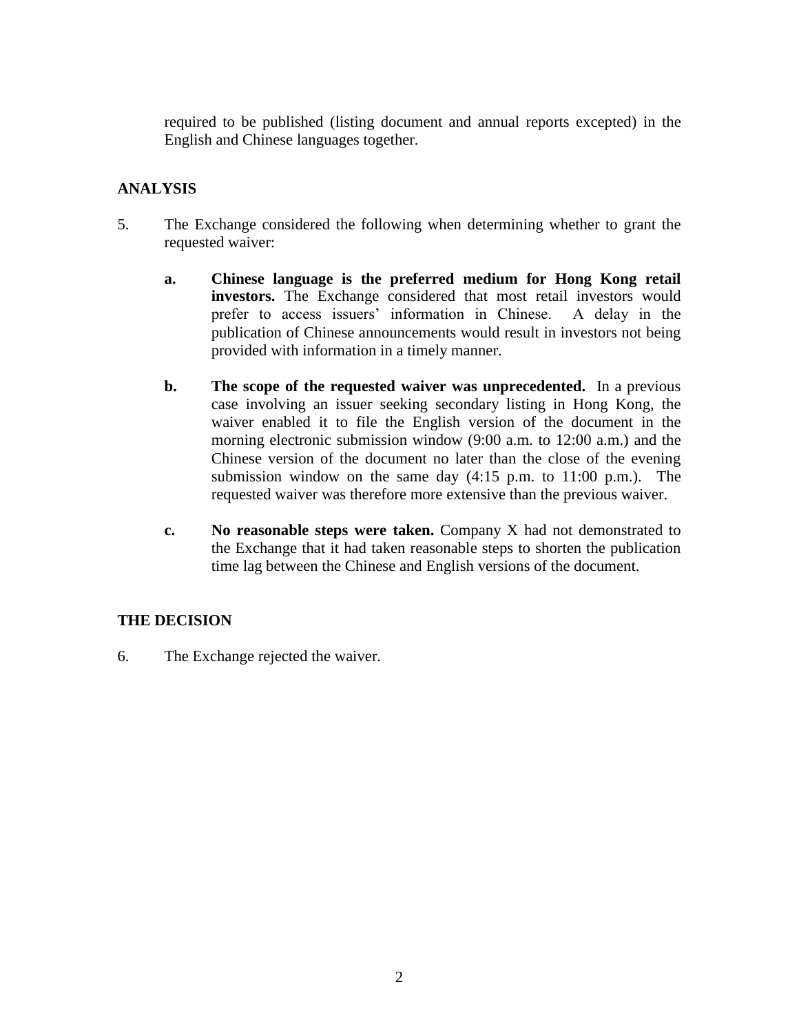required to be published (listing document and annual reports excepted) in the English and Chinese languages together.

## ANALYSIS

5. The Exchange considered the following when determining whether to grant the requested waiver:

   a. **Chinese language is the preferred medium for Hong Kong retail investors.** The Exchange considered that most retail investors would prefer to access issuers' information in Chinese. A delay in the publication of Chinese announcements would result in investors not being provided with information in a timely manner.

   b. **The scope of the requested waiver was unprecedented.** In a previous case involving an issuer seeking secondary listing in Hong Kong, the waiver enabled it to file the English version of the document in the morning electronic submission window (9:00 a.m. to 12:00 a.m.) and the Chinese version of the document no later than the close of the evening submission window on the same day (4:15 p.m. to 11:00 p.m.). The requested waiver was therefore more extensive than the previous waiver.

   c. **No reasonable steps were taken.** Company X had not demonstrated to the Exchange that it had taken reasonable steps to shorten the publication time lag between the Chinese and English versions of the document.

## THE DECISION

6. The Exchange rejected the waiver.